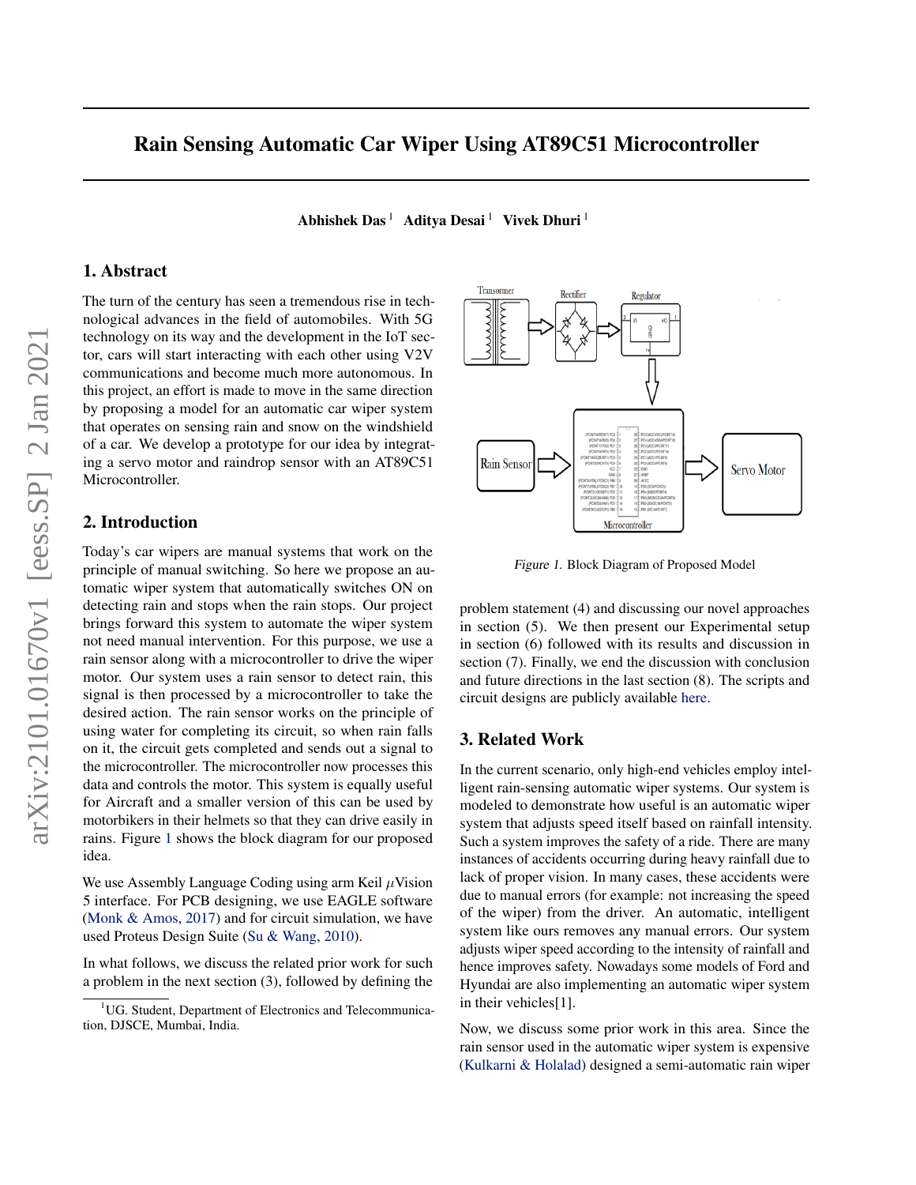# Rain Sensing Automatic Car Wiper Using AT89C51 Microcontroller

**Abhishek Das** [1] **Aditya Desai** [1] **Vivek Dhuri** [1]

## 1. Abstract

The turn of the century has seen a tremendous rise in technological advances in the field of automobiles. With 5G technology on its way and the development in the IoT sector, cars will start interacting with each other using V2V communications and become much more autonomous. In this project, an effort is made to move in the same direction by proposing a model for an automatic car wiper system that operates on sensing rain and snow on the windshield of a car. We develop a prototype for our idea by integrating a servo motor and raindrop sensor with an AT89C51 Microcontroller.

## 2. Introduction

Today's car wipers are manual systems that work on the principle of manual switching. So here we propose an automatic wiper system that automatically switches ON on detecting rain and stops when the rain stops. Our project brings forward this system to automate the wiper system not need manual intervention. For this purpose, we use a rain sensor along with a microcontroller to drive the wiper motor. Our system uses a rain sensor to detect rain, this signal is then processed by a microcontroller to take the desired action. The rain sensor works on the principle of using water for completing its circuit, so when rain falls on it, the circuit gets completed and sends out a signal to the microcontroller. The microcontroller now processes this data and controls the motor. This system is equally useful for Aircraft and a smaller version of this can be used by motorbikers in their helmets so that they can drive easily in rains. Figure 1 shows the block diagram for our proposed idea.

We use Assembly Language Coding using arm Keil $\mu$Vision 5 interface. For PCB designing, we use EAGLE software (Monk & Amos, 2017) and for circuit simulation, we have used Proteus Design Suite (Su & Wang, 2010).

In what follows, we discuss the related prior work for such a problem in the next section (3), followed by defining the problem statement (4) and discussing our novel approaches in section (5). We then present our Experimental setup in section (6) followed with its results and discussion in section (7). Finally, we end the discussion with conclusion and future directions in the last section (8). The scripts and circuit designs are publicly available here.

*Figure 1.* Block Diagram of Proposed Model

## 3. Related Work

In the current scenario, only high-end vehicles employ intelligent rain-sensing automatic wiper systems. Our system is modeled to demonstrate how useful is an automatic wiper system that adjusts speed itself based on rainfall intensity. Such a system improves the safety of a ride. There are many instances of accidents occurring during heavy rainfall due to lack of proper vision. In many cases, these accidents were due to manual errors (for example: not increasing the speed of the wiper) from the driver. An automatic, intelligent system like ours removes any manual errors. Our system adjusts wiper speed according to the intensity of rainfall and hence improves safety. Nowadays some models of Ford and Hyundai are also implementing an automatic wiper system in their vehicles[1].

Now, we discuss some prior work in this area. Since the rain sensor used in the automatic wiper system is expensive (Kulkarni & Holalad) designed a semi-automatic rain wiper

[1] UG. Student, Department of Electronics and Telecommunication, DJSCE, Mumbai, India.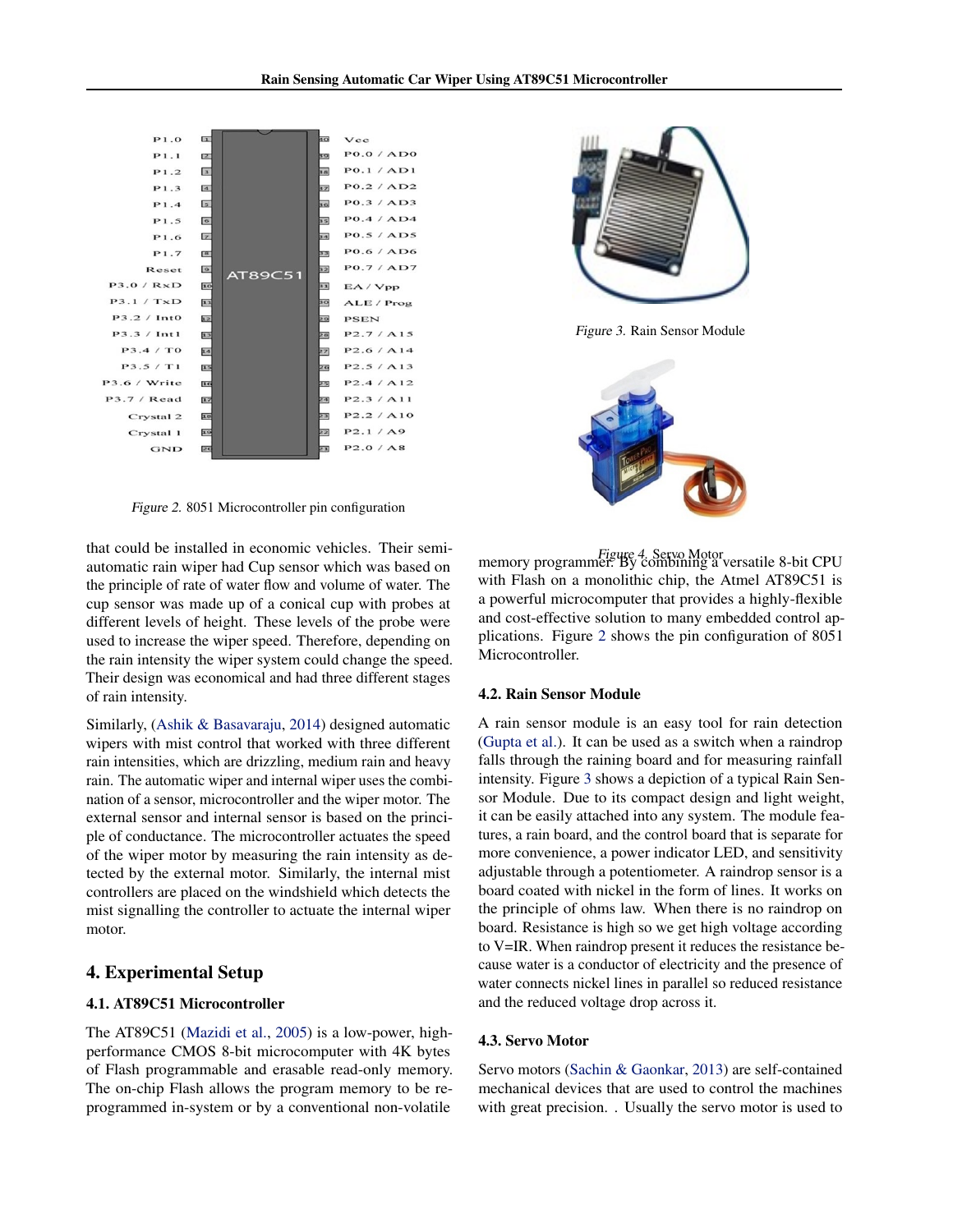Figure 2. 8051 Microcontroller pin configuration

Figure 3. Rain Sensor Module

Figure 4. Servo Motor

that could be installed in economic vehicles. Their semi-automatic rain wiper had Cup sensor which was based on the principle of rate of water flow and volume of water. The cup sensor was made up of a conical cup with probes at different levels of height. These levels of the probe were used to increase the wiper speed. Therefore, depending on the rain intensity the wiper system could change the speed. Their design was economical and had three different stages of rain intensity.

Similarly, (Ashik & Basavaraju, 2014) designed automatic wipers with mist control that worked with three different rain intensities, which are drizzling, medium rain and heavy rain. The automatic wiper and internal wiper uses the combination of a sensor, microcontroller and the wiper motor. The external sensor and internal sensor is based on the principle of conductance. The microcontroller actuates the speed of the wiper motor by measuring the rain intensity as detected by the external motor. Similarly, the internal mist controllers are placed on the windshield which detects the mist signalling the controller to actuate the internal wiper motor.

## 4. Experimental Setup

### 4.1. AT89C51 Microcontroller

The AT89C51 (Mazidi et al., 2005) is a low-power, high-performance CMOS 8-bit microcomputer with 4K bytes of Flash programmable and erasable read-only memory. The on-chip Flash allows the program memory to be reprogrammed in-system or by a conventional non-volatile memory programmer. By combining a versatile 8-bit CPU with Flash on a monolithic chip, the Atmel AT89C51 is a powerful microcomputer that provides a highly-flexible and cost-effective solution to many embedded control applications. Figure 2 shows the pin configuration of 8051 Microcontroller.

### 4.2. Rain Sensor Module

A rain sensor module is an easy tool for rain detection (Gupta et al.). It can be used as a switch when a raindrop falls through the raining board and for measuring rainfall intensity. Figure 3 shows a depiction of a typical Rain Sensor Module. Due to its compact design and light weight, it can be easily attached into any system. The module features, a rain board, and the control board that is separate for more convenience, a power indicator LED, and sensitivity adjustable through a potentiometer. A raindrop sensor is a board coated with nickel in the form of lines. It works on the principle of ohms law. When there is no raindrop on board. Resistance is high so we get high voltage according to V=IR. When raindrop present it reduces the resistance because water is a conductor of electricity and the presence of water connects nickel lines in parallel so reduced resistance and the reduced voltage drop across it.

### 4.3. Servo Motor

Servo motors (Sachin & Gaonkar, 2013) are self-contained mechanical devices that are used to control the machines with great precision. . Usually the servo motor is used to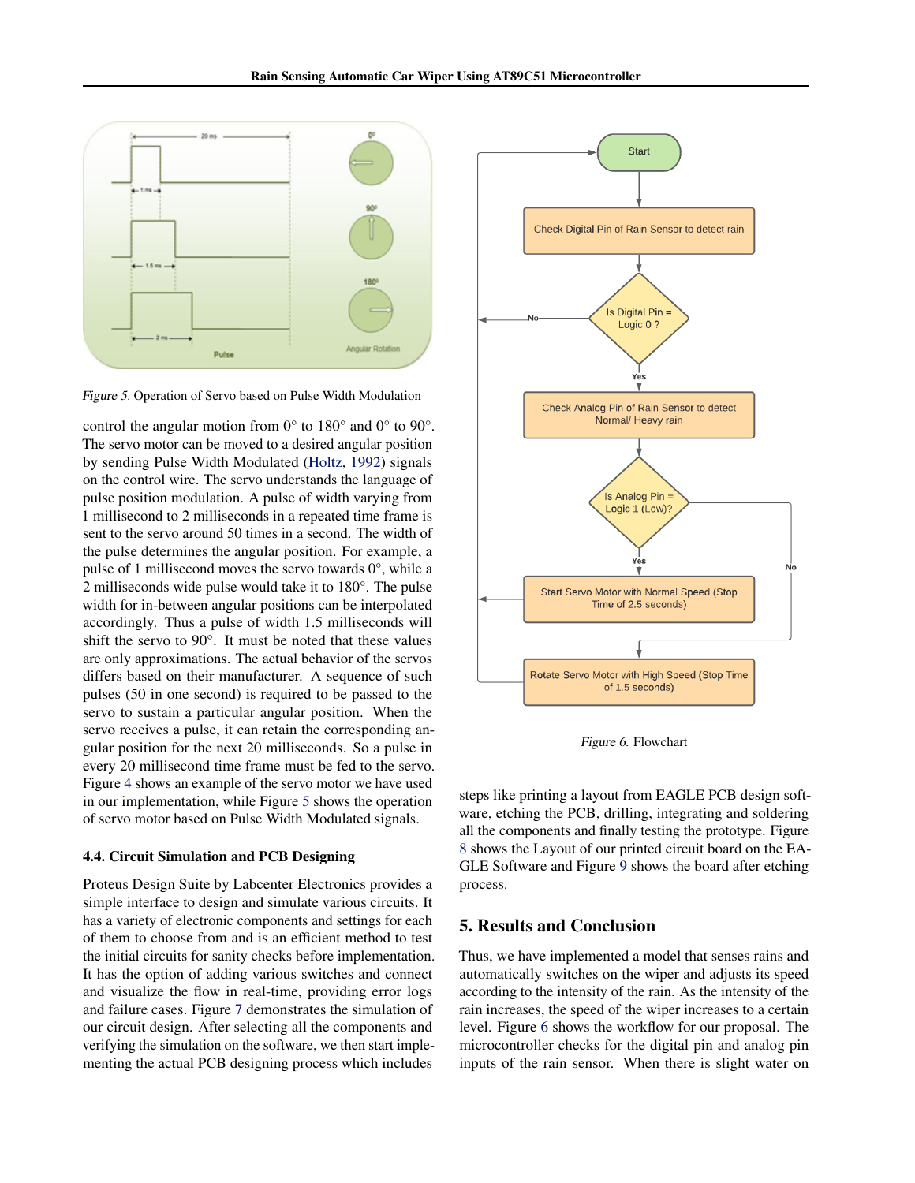*Figure 5.* Operation of Servo based on Pulse Width Modulation

control the angular motion from 0° to 180° and 0° to 90°. The servo motor can be moved to a desired angular position by sending Pulse Width Modulated (Holtz, 1992) signals on the control wire. The servo understands the language of pulse position modulation. A pulse of width varying from 1 millisecond to 2 milliseconds in a repeated time frame is sent to the servo around 50 times in a second. The width of the pulse determines the angular position. For example, a pulse of 1 millisecond moves the servo towards 0°, while a 2 milliseconds wide pulse would take it to 180°. The pulse width for in-between angular positions can be interpolated accordingly. Thus a pulse of width 1.5 milliseconds will shift the servo to 90°. It must be noted that these values are only approximations. The actual behavior of the servos differs based on their manufacturer. A sequence of such pulses (50 in one second) is required to be passed to the servo to sustain a particular angular position. When the servo receives a pulse, it can retain the corresponding angular position for the next 20 milliseconds. So a pulse in every 20 millisecond time frame must be fed to the servo. Figure 4 shows an example of the servo motor we have used in our implementation, while Figure 5 shows the operation of servo motor based on Pulse Width Modulated signals.

### 4.4. Circuit Simulation and PCB Designing

Proteus Design Suite by Labcenter Electronics provides a simple interface to design and simulate various circuits. It has a variety of electronic components and settings for each of them to choose from and is an efficient method to test the initial circuits for sanity checks before implementation. It has the option of adding various switches and connect and visualize the flow in real-time, providing error logs and failure cases. Figure 7 demonstrates the simulation of our circuit design. After selecting all the components and verifying the simulation on the software, we then start implementing the actual PCB designing process which includes

*Figure 6.* Flowchart

steps like printing a layout from EAGLE PCB design software, etching the PCB, drilling, integrating and soldering all the components and finally testing the prototype. Figure 8 shows the Layout of our printed circuit board on the EAGLE Software and Figure 9 shows the board after etching process.

## 5. Results and Conclusion

Thus, we have implemented a model that senses rains and automatically switches on the wiper and adjusts its speed according to the intensity of the rain. As the intensity of the rain increases, the speed of the wiper increases to a certain level. Figure 6 shows the workflow for our proposal. The microcontroller checks for the digital pin and analog pin inputs of the rain sensor. When there is slight water on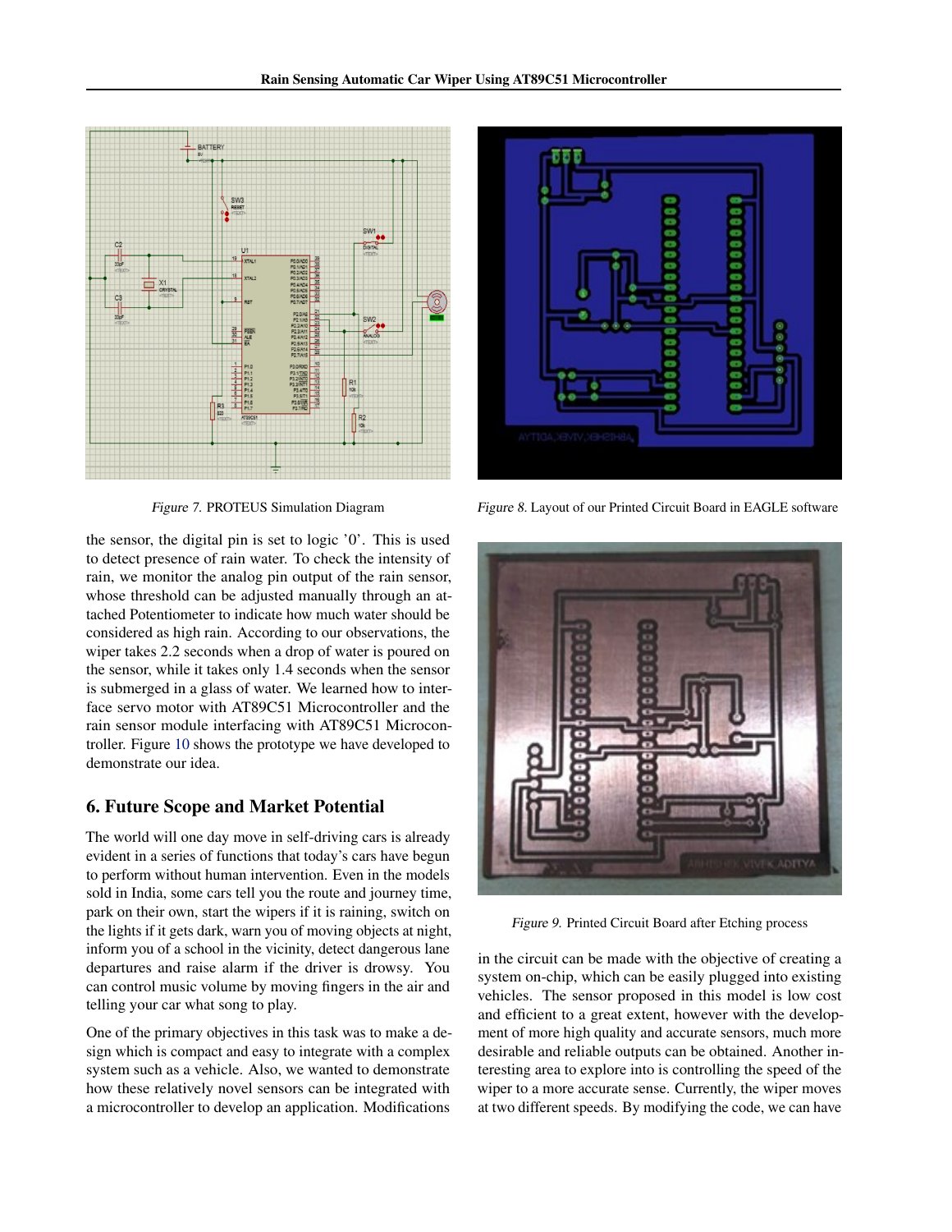Figure 7. PROTEUS Simulation Diagram

Figure 8. Layout of our Printed Circuit Board in EAGLE software

Figure 9. Printed Circuit Board after Etching process

the sensor, the digital pin is set to logic '0'. This is used to detect presence of rain water. To check the intensity of rain, we monitor the analog pin output of the rain sensor, whose threshold can be adjusted manually through an attached Potentiometer to indicate how much water should be considered as high rain. According to our observations, the wiper takes 2.2 seconds when a drop of water is poured on the sensor, while it takes only 1.4 seconds when the sensor is submerged in a glass of water. We learned how to interface servo motor with AT89C51 Microcontroller and the rain sensor module interfacing with AT89C51 Microcontroller. Figure 10 shows the prototype we have developed to demonstrate our idea.

## 6. Future Scope and Market Potential

The world will one day move in self-driving cars is already evident in a series of functions that today's cars have begun to perform without human intervention. Even in the models sold in India, some cars tell you the route and journey time, park on their own, start the wipers if it is raining, switch on the lights if it gets dark, warn you of moving objects at night, inform you of a school in the vicinity, detect dangerous lane departures and raise alarm if the driver is drowsy. You can control music volume by moving fingers in the air and telling your car what song to play.

One of the primary objectives in this task was to make a design which is compact and easy to integrate with a complex system such as a vehicle. Also, we wanted to demonstrate how these relatively novel sensors can be integrated with a microcontroller to develop an application. Modifications in the circuit can be made with the objective of creating a system on-chip, which can be easily plugged into existing vehicles. The sensor proposed in this model is low cost and efficient to a great extent, however with the development of more high quality and accurate sensors, much more desirable and reliable outputs can be obtained. Another interesting area to explore into is controlling the speed of the wiper to a more accurate sense. Currently, the wiper moves at two different speeds. By modifying the code, we can have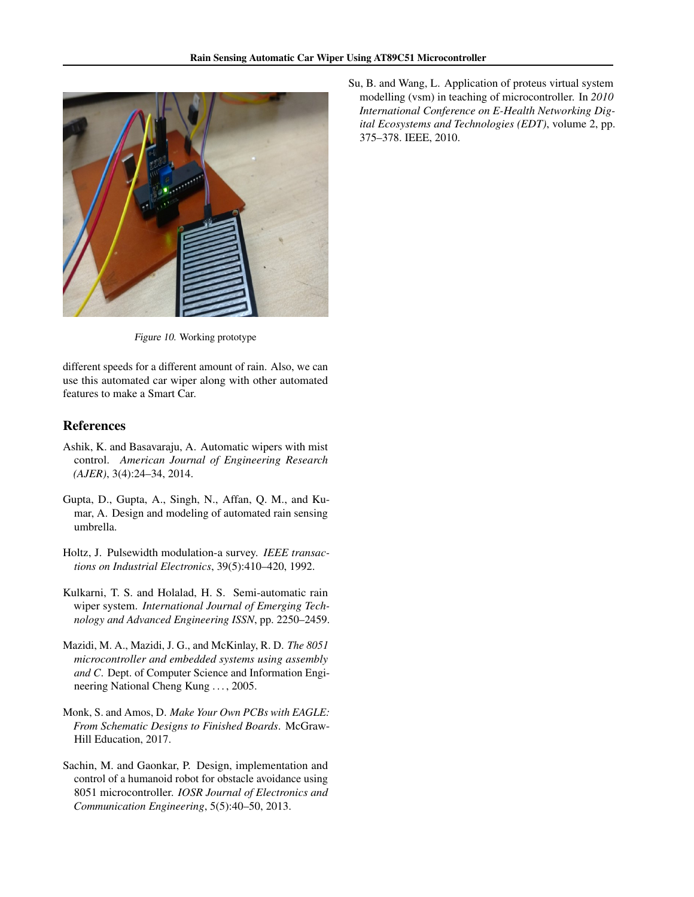Figure 10. Working prototype

different speeds for a different amount of rain. Also, we can use this automated car wiper along with other automated features to make a Smart Car.

## References

Ashik, K. and Basavaraju, A. Automatic wipers with mist control. *American Journal of Engineering Research (AJER)*, 3(4):24–34, 2014.

Gupta, D., Gupta, A., Singh, N., Affan, Q. M., and Kumar, A. Design and modeling of automated rain sensing umbrella.

Holtz, J. Pulsewidth modulation-a survey. *IEEE transactions on Industrial Electronics*, 39(5):410–420, 1992.

Kulkarni, T. S. and Holalad, H. S. Semi-automatic rain wiper system. *International Journal of Emerging Technology and Advanced Engineering ISSN*, pp. 2250–2459.

Mazidi, M. A., Mazidi, J. G., and McKinlay, R. D. *The 8051 microcontroller and embedded systems using assembly and C*. Dept. of Computer Science and Information Engineering National Cheng Kung ..., 2005.

Monk, S. and Amos, D. *Make Your Own PCBs with EAGLE: From Schematic Designs to Finished Boards*. McGraw-Hill Education, 2017.

Sachin, M. and Gaonkar, P. Design, implementation and control of a humanoid robot for obstacle avoidance using 8051 microcontroller. *IOSR Journal of Electronics and Communication Engineering*, 5(5):40–50, 2013.

Su, B. and Wang, L. Application of proteus virtual system modelling (vsm) in teaching of microcontroller. In *2010 International Conference on E-Health Networking Digital Ecosystems and Technologies (EDT)*, volume 2, pp. 375–378. IEEE, 2010.